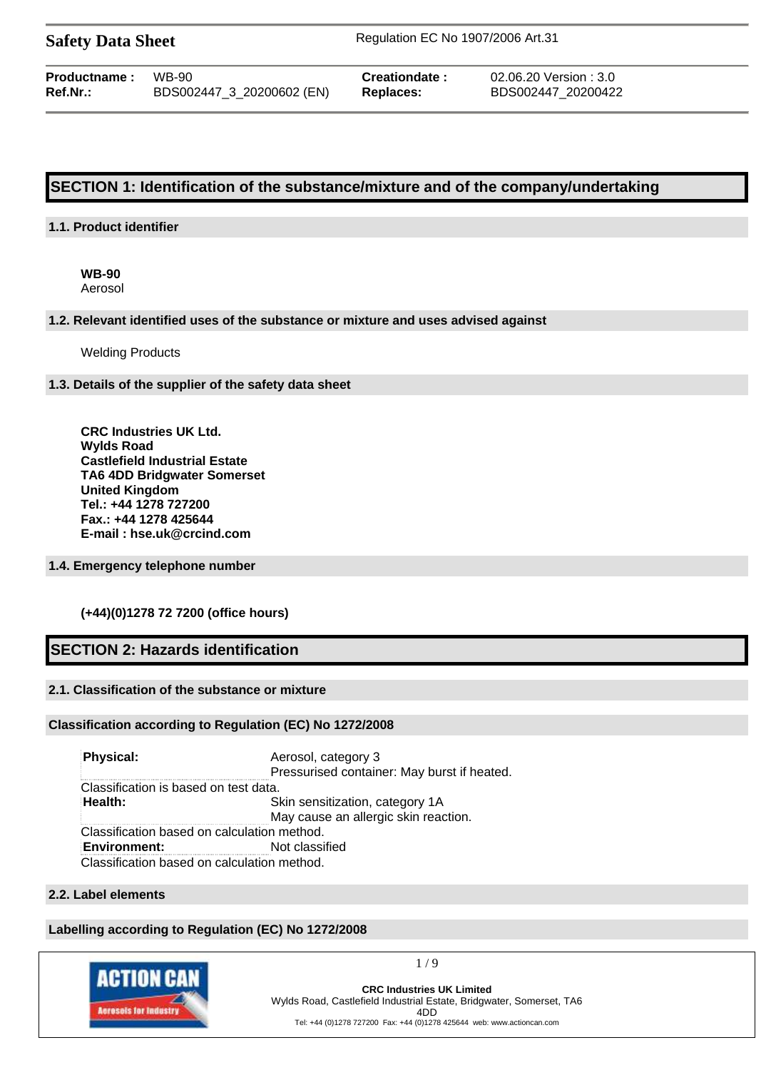**Safety Data Sheet** Regulation EC No 1907/2006 Art.31

| **Productname :** | WB-90 | **Creationdate :** | 02.06.20 Version : 3.0 |
|---|---|---|---|
| **Ref.Nr.:** | BDS002447_3_20200602 (EN) | **Replaces:** | BDS002447_20200422 |

## SECTION 1: Identification of the substance/mixture and of the company/undertaking

### 1.1. Product identifier

**WB-90**
Aerosol

### 1.2. Relevant identified uses of the substance or mixture and uses advised against

Welding Products

### 1.3. Details of the supplier of the safety data sheet

**CRC Industries UK Ltd.**
**Wylds Road**
**Castlefield Industrial Estate**
**TA6 4DD Bridgwater Somerset**
**United Kingdom**
**Tel.: +44 1278 727200**
**Fax.: +44 1278 425644**
**E-mail : hse.uk@crcind.com**

### 1.4. Emergency telephone number

**(+44)(0)1278 72 7200 (office hours)**

## SECTION 2: Hazards identification

### 2.1. Classification of the substance or mixture

### Classification according to Regulation (EC) No 1272/2008

| | |
|---|---|
| **Physical:** | Aerosol, category 3<br>Pressurised container: May burst if heated. |

Classification is based on test data.

| | |
|---|---|
| **Health:** | Skin sensitization, category 1A<br>May cause an allergic skin reaction. |

Classification based on calculation method.

| | |
|---|---|
| **Environment:** | Not classified |

Classification based on calculation method.

### 2.2. Label elements

### Labelling according to Regulation (EC) No 1272/2008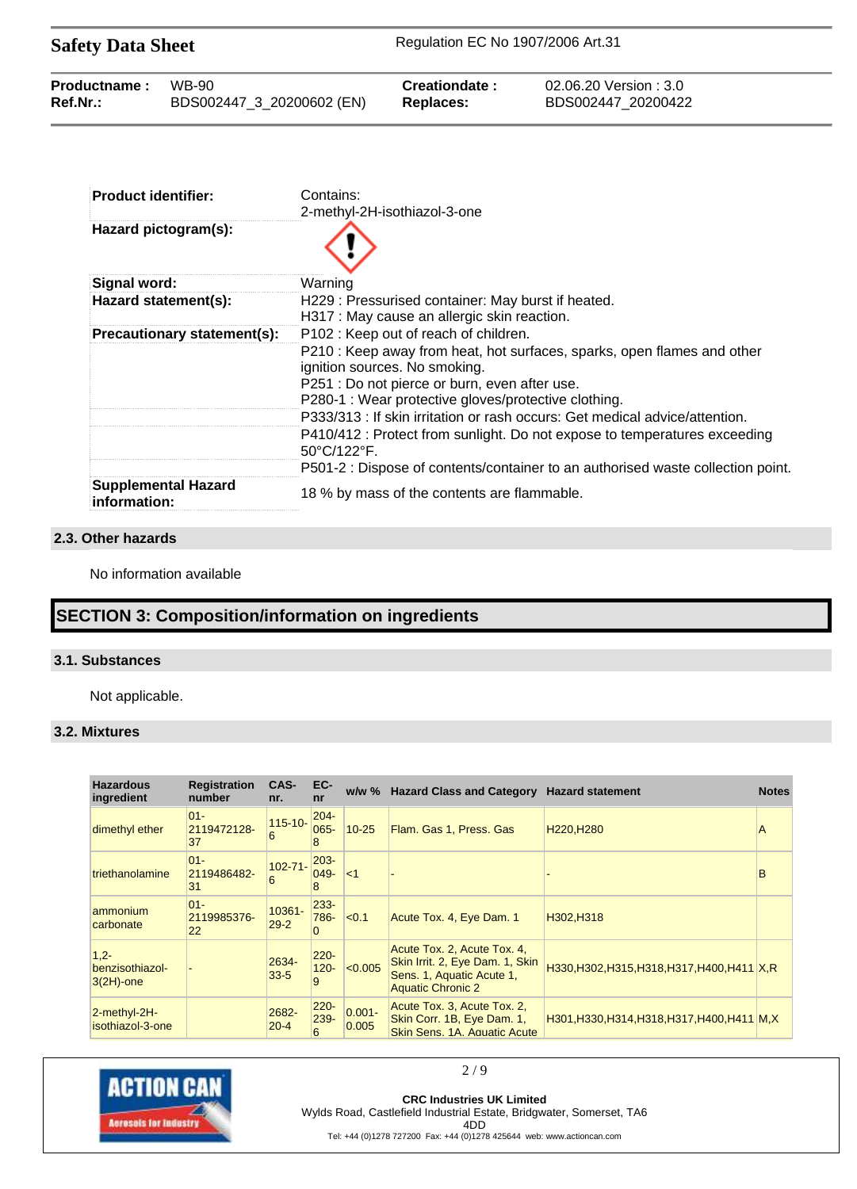| | |
|---|---|
| **Product identifier:** | Contains:<br>2-methyl-2H-isothiazol-3-one |
| **Hazard pictogram(s):** | |
| **Signal word:** | Warning |
| **Hazard statement(s):** | H229 : Pressurised container: May burst if heated.<br>H317 : May cause an allergic skin reaction. |
| **Precautionary statement(s):** | P102 : Keep out of reach of children. |
| | P210 : Keep away from heat, hot surfaces, sparks, open flames and other ignition sources. No smoking.<br>P251 : Do not pierce or burn, even after use.<br>P280-1 : Wear protective gloves/protective clothing. |
| | P333/313 : If skin irritation or rash occurs: Get medical advice/attention. |
| | P410/412 : Protect from sunlight. Do not expose to temperatures exceeding 50°C/122°F. |
| | P501-2 : Dispose of contents/container to an authorised waste collection point. |
| **Supplemental Hazard information:** | 18 % by mass of the contents are flammable. |

### 2.3. Other hazards

No information available

## SECTION 3: Composition/information on ingredients

### 3.1. Substances

Not applicable.

### 3.2. Mixtures

| Hazardous ingredient | Registration number | CAS-nr. | EC-nr | w/w % | Hazard Class and Category | Hazard statement | Notes |
|---|---|---|---|---|---|---|---|
| dimethyl ether | 01-2119472128-37 | 115-10-6 | 204-065-8 | 10-25 | Flam. Gas 1, Press. Gas | H220,H280 | A |
| triethanolamine | 01-2119486482-31 | 102-71-6 | 203-049-8 | <1 | - | - | B |
| ammonium carbonate | 01-2119985376-22 | 10361-29-2 | 233-786-0 | <0.1 | Acute Tox. 4, Eye Dam. 1 | H302,H318 | |
| 1,2-benzisothiazol-3(2H)-one | - | 2634-33-5 | 220-120-9 | <0.005 | Acute Tox. 2, Acute Tox. 4, Skin Irrit. 2, Eye Dam. 1, Skin Sens. 1, Aquatic Acute 1, Aquatic Chronic 2 | H330,H302,H315,H318,H317,H400,H411 | X,R |
| 2-methyl-2H-isothiazol-3-one | | 2682-20-4 | 220-239-6 | 0.001-0.005 | Acute Tox. 3, Acute Tox. 2, Skin Corr. 1B, Eye Dam. 1, Skin Sens. 1A, Aquatic Acute | H301,H330,H314,H318,H317,H400,H411 | M,X |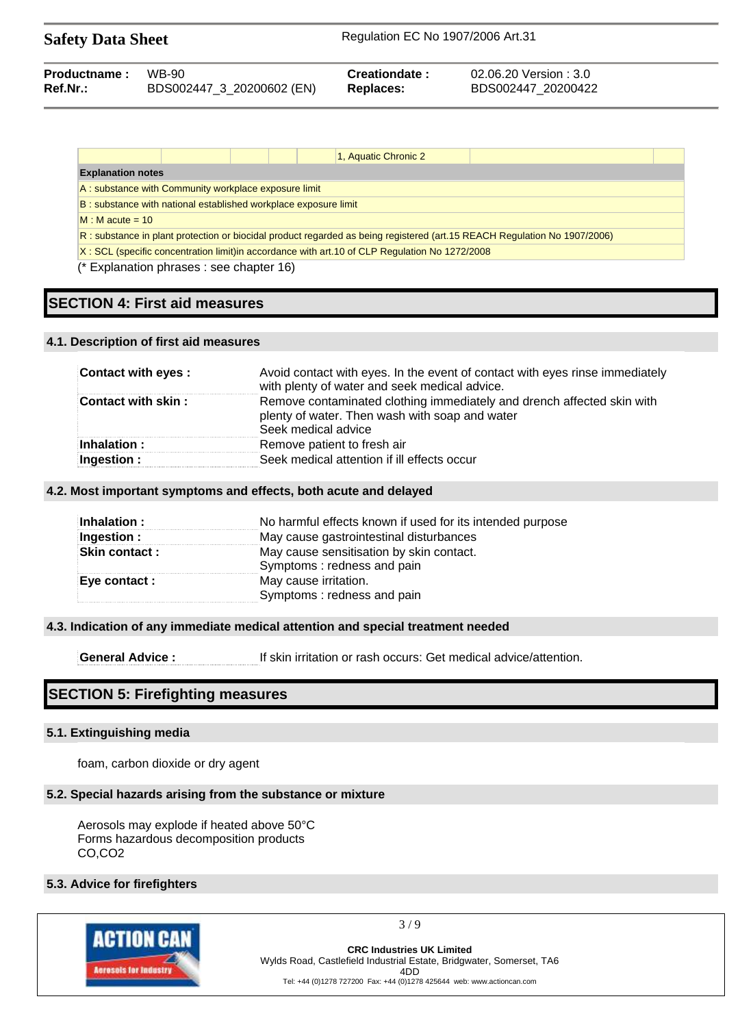| | | | | | 1, Aquatic Chronic 2 | | |
|---|---|---|---|---|---|---|---|

| Explanation notes |
|---|
| A : substance with Community workplace exposure limit |
| B : substance with national established workplace exposure limit |
| M : M acute = 10 |
| R : substance in plant protection or biocidal product regarded as being registered (art.15 REACH Regulation No 1907/2006) |
| X : SCL (specific concentration limit)in accordance with art.10 of CLP Regulation No 1272/2008 |

(* Explanation phrases : see chapter 16)

# SECTION 4: First aid measures

### 4.1. Description of first aid measures

| | |
|---|---|
| **Contact with eyes :** | Avoid contact with eyes. In the event of contact with eyes rinse immediately with plenty of water and seek medical advice. |
| **Contact with skin :** | Remove contaminated clothing immediately and drench affected skin with plenty of water. Then wash with soap and water<br>Seek medical advice |
| **Inhalation :** | Remove patient to fresh air |
| **Ingestion :** | Seek medical attention if ill effects occur |

### 4.2. Most important symptoms and effects, both acute and delayed

| | |
|---|---|
| **Inhalation :** | No harmful effects known if used for its intended purpose |
| **Ingestion :** | May cause gastrointestinal disturbances |
| **Skin contact :** | May cause sensitisation by skin contact.<br>Symptoms : redness and pain |
| **Eye contact :** | May cause irritation.<br>Symptoms : redness and pain |

### 4.3. Indication of any immediate medical attention and special treatment needed

| | |
|---|---|
| **General Advice :** | If skin irritation or rash occurs: Get medical advice/attention. |

# SECTION 5: Firefighting measures

### 5.1. Extinguishing media

foam, carbon dioxide or dry agent

### 5.2. Special hazards arising from the substance or mixture

Aerosols may explode if heated above 50°C
Forms hazardous decomposition products
CO,CO2

### 5.3. Advice for firefighters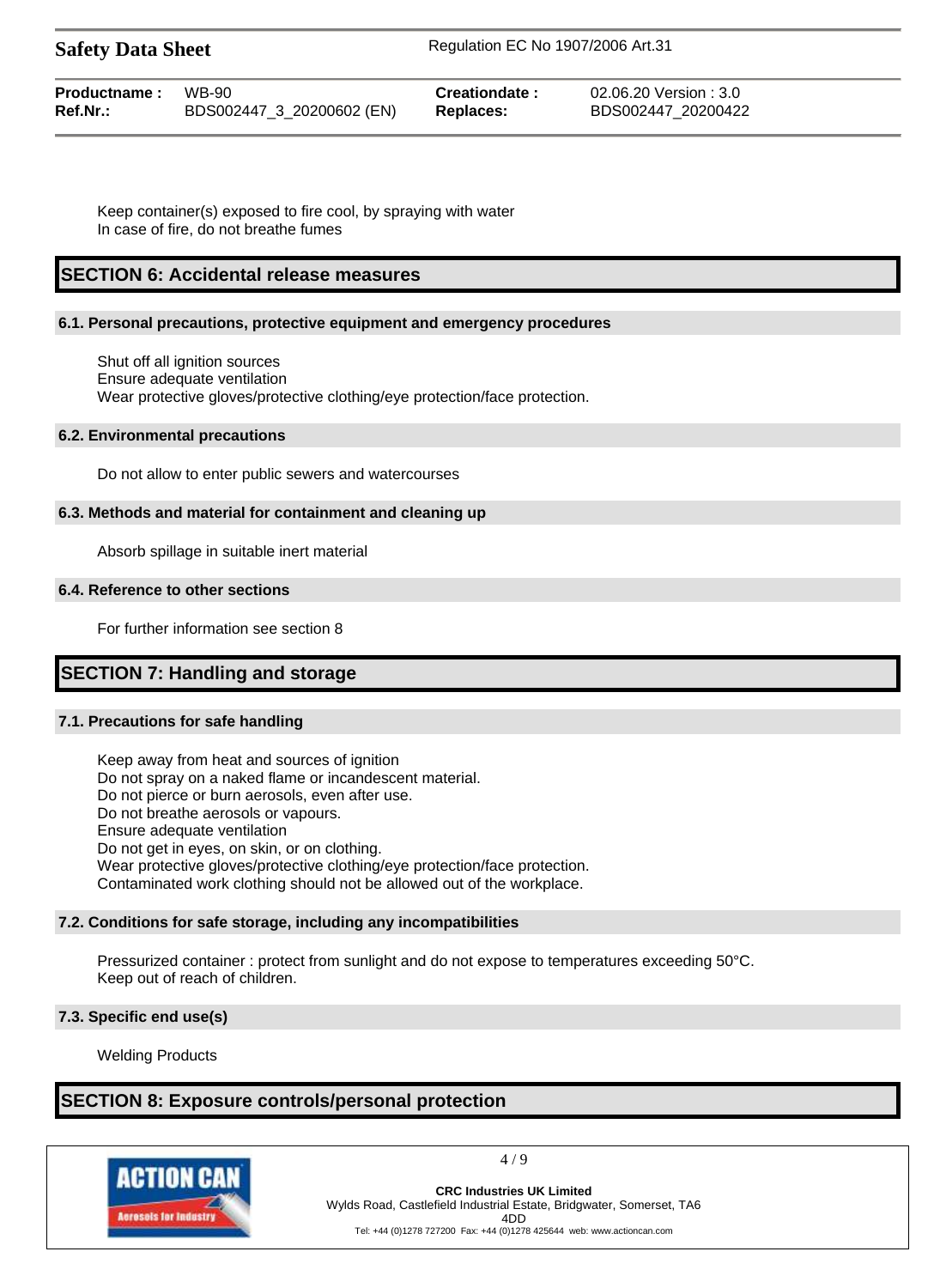Keep container(s) exposed to fire cool, by spraying with water
In case of fire, do not breathe fumes

## SECTION 6: Accidental release measures

### 6.1. Personal precautions, protective equipment and emergency procedures

Shut off all ignition sources
Ensure adequate ventilation
Wear protective gloves/protective clothing/eye protection/face protection.

### 6.2. Environmental precautions

Do not allow to enter public sewers and watercourses

### 6.3. Methods and material for containment and cleaning up

Absorb spillage in suitable inert material

### 6.4. Reference to other sections

For further information see section 8

## SECTION 7: Handling and storage

### 7.1. Precautions for safe handling

Keep away from heat and sources of ignition
Do not spray on a naked flame or incandescent material.
Do not pierce or burn aerosols, even after use.
Do not breathe aerosols or vapours.
Ensure adequate ventilation
Do not get in eyes, on skin, or on clothing.
Wear protective gloves/protective clothing/eye protection/face protection.
Contaminated work clothing should not be allowed out of the workplace.

### 7.2. Conditions for safe storage, including any incompatibilities

Pressurized container : protect from sunlight and do not expose to temperatures exceeding 50°C.
Keep out of reach of children.

### 7.3. Specific end use(s)

Welding Products

## SECTION 8: Exposure controls/personal protection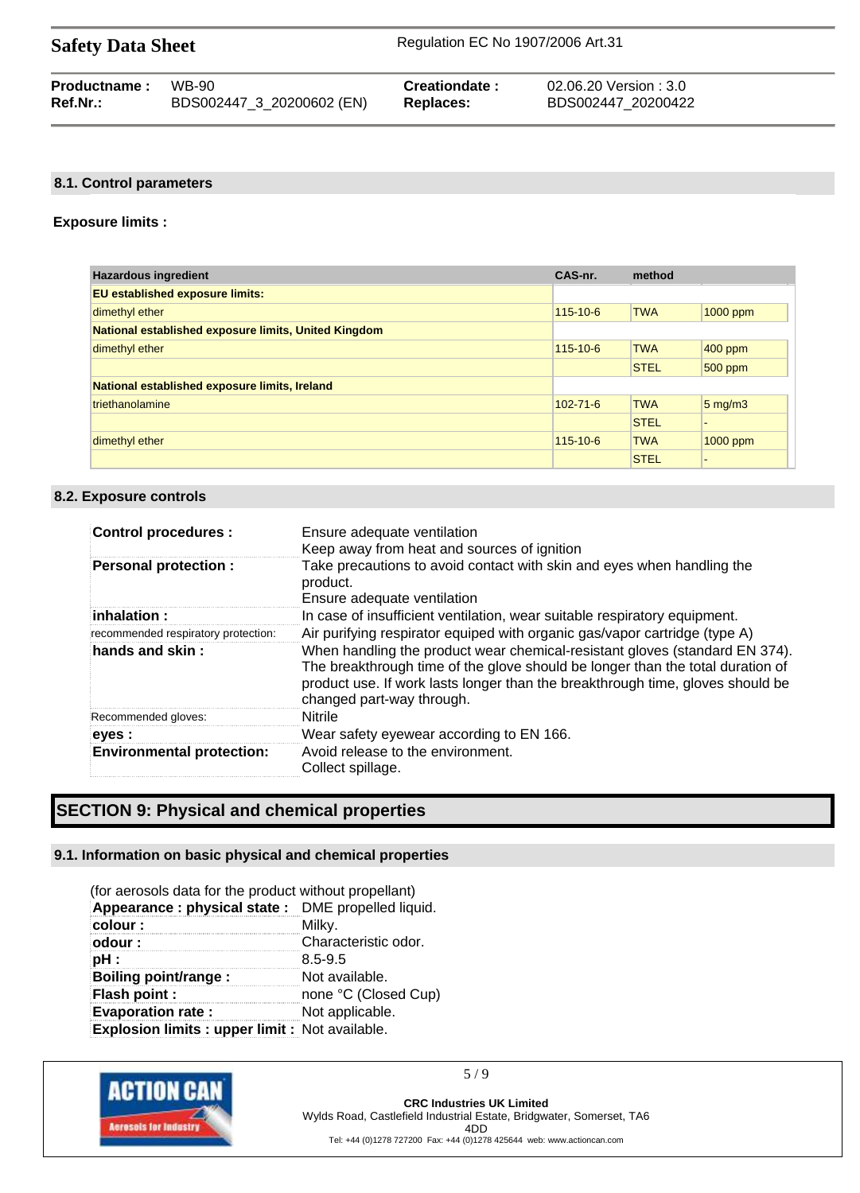## 8.1. Control parameters

**Exposure limits :**

| Hazardous ingredient | CAS-nr. | method | |
|---|---|---|---|
| **EU established exposure limits:** | | | |
| dimethyl ether | 115-10-6 | TWA | 1000 ppm |
| **National established exposure limits, United Kingdom** | | | |
| dimethyl ether | 115-10-6 | TWA | 400 ppm |
| | | STEL | 500 ppm |
| **National established exposure limits, Ireland** | | | |
| triethanolamine | 102-71-6 | TWA | 5 mg/m3 |
| | | STEL | - |
| dimethyl ether | 115-10-6 | TWA | 1000 ppm |
| | | STEL | - |

## 8.2. Exposure controls

| | |
|---|---|
| **Control procedures :** | Ensure adequate ventilation<br>Keep away from heat and sources of ignition |
| **Personal protection :** | Take precautions to avoid contact with skin and eyes when handling the product.<br>Ensure adequate ventilation |
| **inhalation :** | In case of insufficient ventilation, wear suitable respiratory equipment. |
| recommended respiratory protection: | Air purifying respirator equiped with organic gas/vapor cartridge (type A) |
| **hands and skin :** | When handling the product wear chemical-resistant gloves (standard EN 374). The breakthrough time of the glove should be longer than the total duration of product use. If work lasts longer than the breakthrough time, gloves should be changed part-way through. |
| Recommended gloves: | Nitrile |
| **eyes :** | Wear safety eyewear according to EN 166. |
| **Environmental protection:** | Avoid release to the environment.<br>Collect spillage. |

# SECTION 9: Physical and chemical properties

## 9.1. Information on basic physical and chemical properties

(for aerosols data for the product without propellant)

| | |
|---|---|
| **Appearance : physical state :** | DME propelled liquid. |
| **colour :** | Milky. |
| **odour :** | Characteristic odor. |
| **pH :** | 8.5-9.5 |
| **Boiling point/range :** | Not available. |
| **Flash point :** | none °C (Closed Cup) |
| **Evaporation rate :** | Not applicable. |
| **Explosion limits : upper limit :** | Not available. |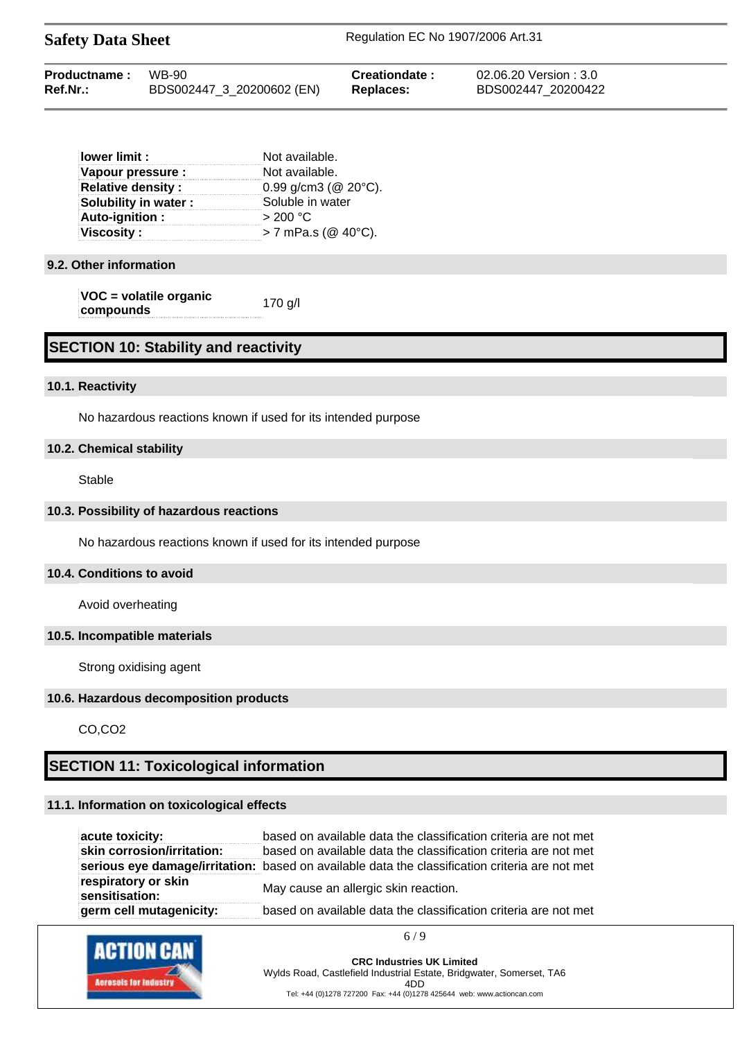| | |
|---|---|
| **lower limit :** | Not available. |
| **Vapour pressure :** | Not available. |
| **Relative density :** | 0.99 g/cm3 (@ 20°C). |
| **Solubility in water :** | Soluble in water |
| **Auto-ignition :** | > 200 °C |
| **Viscosity :** | > 7 mPa.s (@ 40°C). |

### 9.2. Other information

| | |
|---|---|
| **VOC = volatile organic compounds** | 170 g/l |

## SECTION 10: Stability and reactivity

### 10.1. Reactivity

No hazardous reactions known if used for its intended purpose

### 10.2. Chemical stability

Stable

### 10.3. Possibility of hazardous reactions

No hazardous reactions known if used for its intended purpose

### 10.4. Conditions to avoid

Avoid overheating

### 10.5. Incompatible materials

Strong oxidising agent

### 10.6. Hazardous decomposition products

$CO$,$CO_2$

## SECTION 11: Toxicological information

### 11.1. Information on toxicological effects

| | |
|---|---|
| **acute toxicity:** | based on available data the classification criteria are not met |
| **skin corrosion/irritation:** | based on available data the classification criteria are not met |
| **serious eye damage/irritation:** | based on available data the classification criteria are not met |
| **respiratory or skin sensitisation:** | May cause an allergic skin reaction. |
| **germ cell mutagenicity:** | based on available data the classification criteria are not met |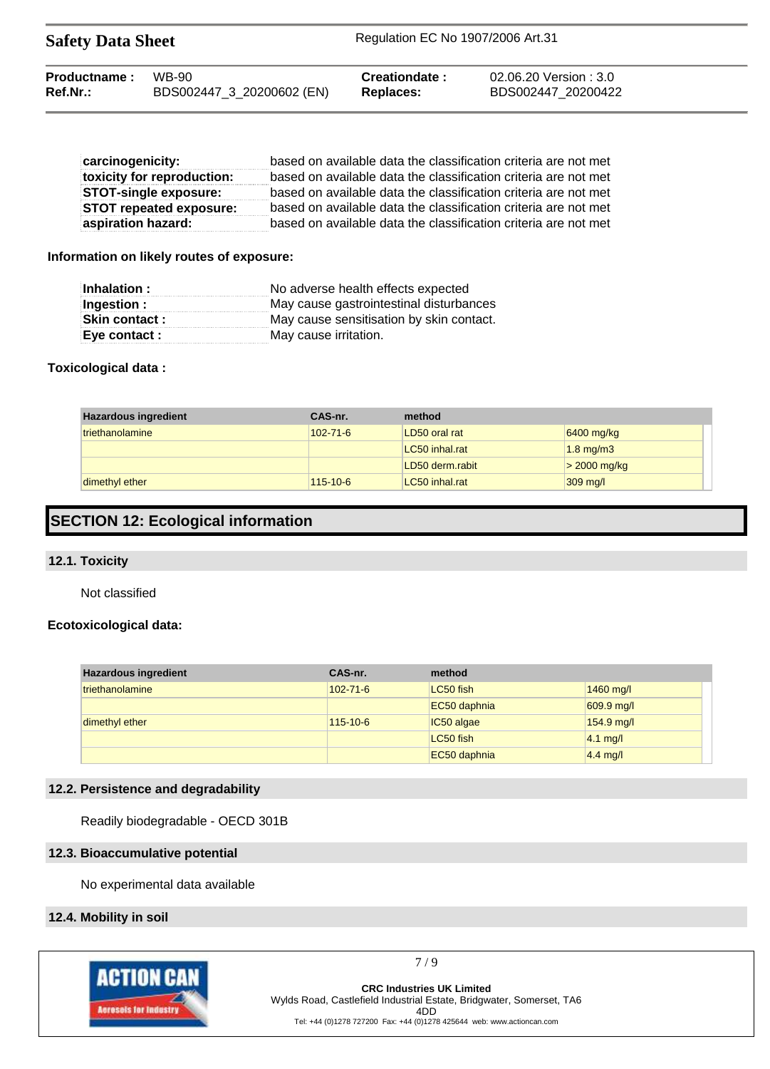| | |
|---|---|
| **carcinogenicity:** | based on available data the classification criteria are not met |
| **toxicity for reproduction:** | based on available data the classification criteria are not met |
| **STOT-single exposure:** | based on available data the classification criteria are not met |
| **STOT repeated exposure:** | based on available data the classification criteria are not met |
| **aspiration hazard:** | based on available data the classification criteria are not met |

**Information on likely routes of exposure:**

| | |
|---|---|
| **Inhalation :** | No adverse health effects expected |
| **Ingestion :** | May cause gastrointestinal disturbances |
| **Skin contact :** | May cause sensitisation by skin contact. |
| **Eye contact :** | May cause irritation. |

**Toxicological data :**

| Hazardous ingredient | CAS-nr. | method | |
|---|---|---|---|
| triethanolamine | 102-71-6 | LD50 oral rat | 6400 mg/kg |
| | | LC50 inhal.rat | 1.8 mg/m3 |
| | | LD50 derm.rabit | > 2000 mg/kg |
| dimethyl ether | 115-10-6 | LC50 inhal.rat | 309 mg/l |

## SECTION 12: Ecological information

### 12.1. Toxicity

Not classified

**Ecotoxicological data:**

| Hazardous ingredient | CAS-nr. | method | |
|---|---|---|---|
| triethanolamine | 102-71-6 | LC50 fish | 1460 mg/l |
| | | EC50 daphnia | 609.9 mg/l |
| dimethyl ether | 115-10-6 | IC50 algae | 154.9 mg/l |
| | | LC50 fish | 4.1 mg/l |
| | | EC50 daphnia | 4.4 mg/l |

### 12.2. Persistence and degradability

Readily biodegradable - OECD 301B

### 12.3. Bioaccumulative potential

No experimental data available

### 12.4. Mobility in soil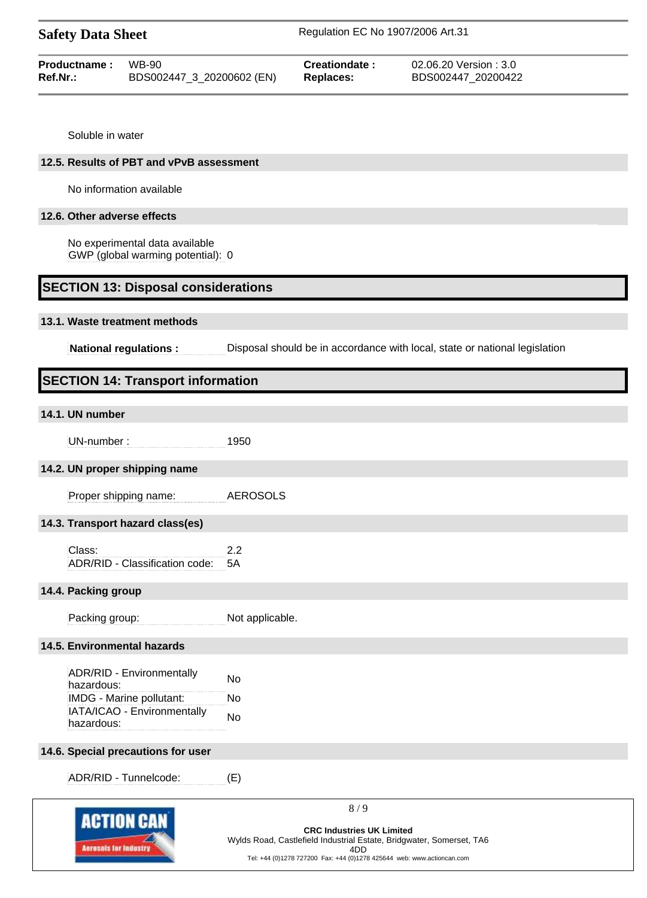Soluble in water

### 12.5. Results of PBT and vPvB assessment

No information available

### 12.6. Other adverse effects

No experimental data available
GWP (global warming potential): 0

## SECTION 13: Disposal considerations

### 13.1. Waste treatment methods

| | |
|---|---|
| **National regulations :** | Disposal should be in accordance with local, state or national legislation |

## SECTION 14: Transport information

### 14.1. UN number

| | |
|---|---|
| UN-number : | 1950 |

### 14.2. UN proper shipping name

| | |
|---|---|
| Proper shipping name: | AEROSOLS |

### 14.3. Transport hazard class(es)

| | |
|---|---|
| Class: | 2.2 |
| ADR/RID - Classification code: | 5A |

### 14.4. Packing group

| | |
|---|---|
| Packing group: | Not applicable. |

### 14.5. Environmental hazards

| | |
|---|---|
| ADR/RID - Environmentally hazardous: | No |
| IMDG - Marine pollutant: | No |
| IATA/ICAO - Environmentally hazardous: | No |

### 14.6. Special precautions for user

| | |
|---|---|
| ADR/RID - Tunnelcode: | (E) |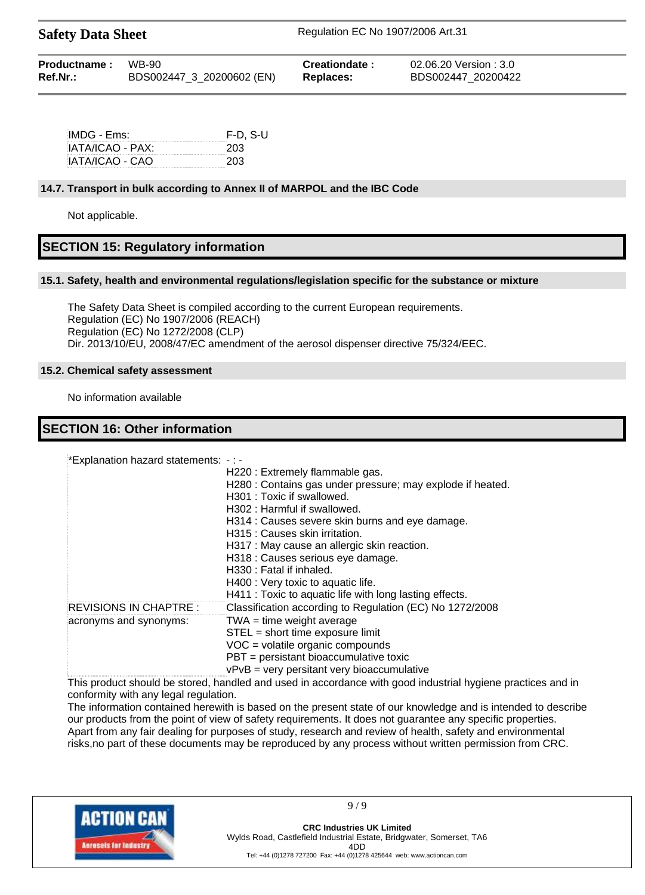| | |
|---|---|
| IMDG - Ems: | F-D, S-U |
| IATA/ICAO - PAX: | 203 |
| IATA/ICAO - CAO | 203 |

### 14.7. Transport in bulk according to Annex II of MARPOL and the IBC Code

Not applicable.

## SECTION 15: Regulatory information

### 15.1. Safety, health and environmental regulations/legislation specific for the substance or mixture

The Safety Data Sheet is compiled according to the current European requirements.
Regulation (EC) No 1907/2006 (REACH)
Regulation (EC) No 1272/2008 (CLP)
Dir. 2013/10/EU, 2008/47/EC amendment of the aerosol dispenser directive 75/324/EEC.

### 15.2. Chemical safety assessment

No information available

## SECTION 16: Other information

| | |
|---|---|
| *Explanation hazard statements: | - : -<br>H220 : Extremely flammable gas.<br>H280 : Contains gas under pressure; may explode if heated.<br>H301 : Toxic if swallowed.<br>H302 : Harmful if swallowed.<br>H314 : Causes severe skin burns and eye damage.<br>H315 : Causes skin irritation.<br>H317 : May cause an allergic skin reaction.<br>H318 : Causes serious eye damage.<br>H330 : Fatal if inhaled.<br>H400 : Very toxic to aquatic life.<br>H411 : Toxic to aquatic life with long lasting effects. |
| REVISIONS IN CHAPTRE : | Classification according to Regulation (EC) No 1272/2008 |
| acronyms and synonyms: | TWA = time weight average<br>STEL = short time exposure limit<br>VOC = volatile organic compounds<br>PBT = persistant bioaccumulative toxic<br>vPvB = very persitant very bioaccumulative |

This product should be stored, handled and used in accordance with good industrial hygiene practices and in conformity with any legal regulation.
The information contained herewith is based on the present state of our knowledge and is intended to describe our products from the point of view of safety requirements. It does not guarantee any specific properties.
Apart from any fair dealing for purposes of study, research and review of health, safety and environmental risks,no part of these documents may be reproduced by any process without written permission from CRC.